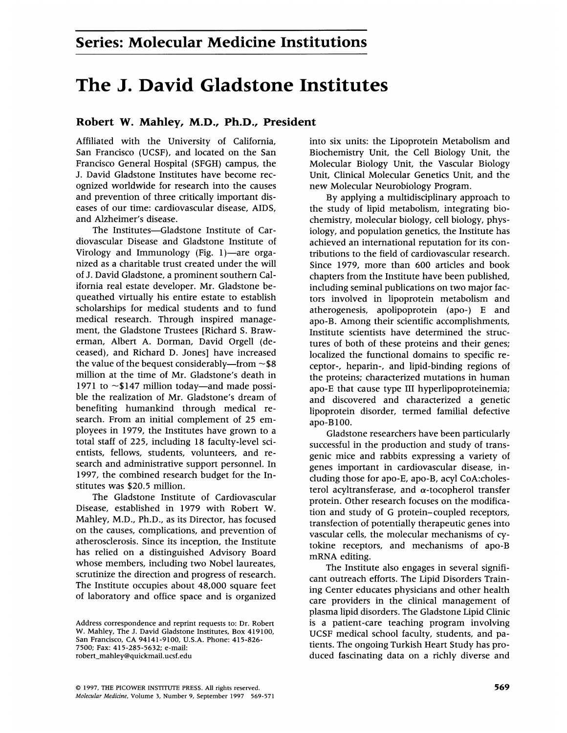## Series: Molecular Medicine Institutions

# The J. David Gladstone Institutes

### Robert W. Mahley, M.D., Ph.D., President

Affiliated with the University of California, San Francisco (UCSF), and located on the San Francisco General Hospital (SFGH) campus, the J. David Gladstone Institutes have become recognized worldwide for research into the causes and prevention of three critically important diseases of our time: cardiovascular disease, AIDS, and Alzheimer's disease.

The Institutes—Gladstone Institute of Cardiovascular Disease and Gladstone Institute of Virology and Immunology (Fig. 1)—are organized as a charitable trust created under the will of J. David Gladstone, a prominent southern California real estate developer. Mr. Gladstone bequeathed virtually his entire estate to establish scholarships for medical students and to fund medical research. Through inspired management, the Gladstone Trustees [Richard S. Brawerman, Albert A. Dorman, David Orgell (deceased), and Richard D. Jones] have increased the value of the bequest considerably—from ~$8 million at the time of Mr. Gladstone's death in 1971 to ~$147 million today—and made possible the realization of Mr. Gladstone's dream of benefiting humankind through medical research. From an initial complement of 25 employees in 1979, the Institutes have grown to a total staff of 225, including 18 faculty-level scientists, fellows, students, volunteers, and research and administrative support personnel. In 1997, the combined research budget for the Institutes was $20.5 million.

The Gladstone Institute of Cardiovascular Disease, established in 1979 with Robert W. Mahley, M.D., Ph.D., as its Director, has focused on the causes, complications, and prevention of atherosclerosis. Since its inception, the Institute has relied on a distinguished Advisory Board whose members, including two Nobel laureates, scrutinize the direction and progress of research. The Institute occupies about 48,000 square feet of laboratory and office space and is organized into six units: the Lipoprotein Metabolism and Biochemistry Unit, the Cell Biology Unit, the Molecular Biology Unit, the Vascular Biology Unit, Clinical Molecular Genetics Unit, and the new Molecular Neurobiology Program.

By applying a multidisciplinary approach to the study of lipid metabolism, integrating biochemistry, molecular biology, cell biology, physiology, and population genetics, the Institute has achieved an international reputation for its contributions to the field of cardiovascular research. Since 1979, more than 600 articles and book chapters from the Institute have been published, including seminal publications on two major factors involved in lipoprotein metabolism and atherogenesis, apolipoprotein (apo-) E and apo-B. Among their scientific accomplishments, Institute scientists have determined the structures of both of these proteins and their genes; localized the functional domains to specific receptor-, heparin-, and lipid-binding regions of the proteins; characterized mutations in human apo-E that cause type III hyperlipoproteinemia; and discovered and characterized a genetic lipoprotein disorder, termed familial defective apo-B100.

Gladstone researchers have been particularly successful in the production and study of transgenic mice and rabbits expressing a variety of genes important in cardiovascular disease, including those for apo-E, apo-B, acyl CoA:cholesterol acyltransferase, and $\alpha$-tocopherol transfer protein. Other research focuses on the modification and study of G protein–coupled receptors, transfection of potentially therapeutic genes into vascular cells, the molecular mechanisms of cytokine receptors, and mechanisms of apo-B mRNA editing.

The Institute also engages in several significant outreach efforts. The Lipid Disorders Training Center educates physicians and other health care providers in the clinical management of plasma lipid disorders. The Gladstone Lipid Clinic is a patient-care teaching program involving UCSF medical school faculty, students, and patients. The ongoing Turkish Heart Study has produced fascinating data on a richly diverse and

Address correspondence and reprint requests to: Dr. Robert W. Mahley, The J. David Gladstone Institutes, Box 419100, San Francisco, CA 94141-9100, U.S.A. Phone: 415-826-7500; Fax: 415-285-5632; e-mail: robert_mahley@quickmail.ucsf.edu

© 1997, THE PICOWER INSTITUTE PRESS. All rights reserved.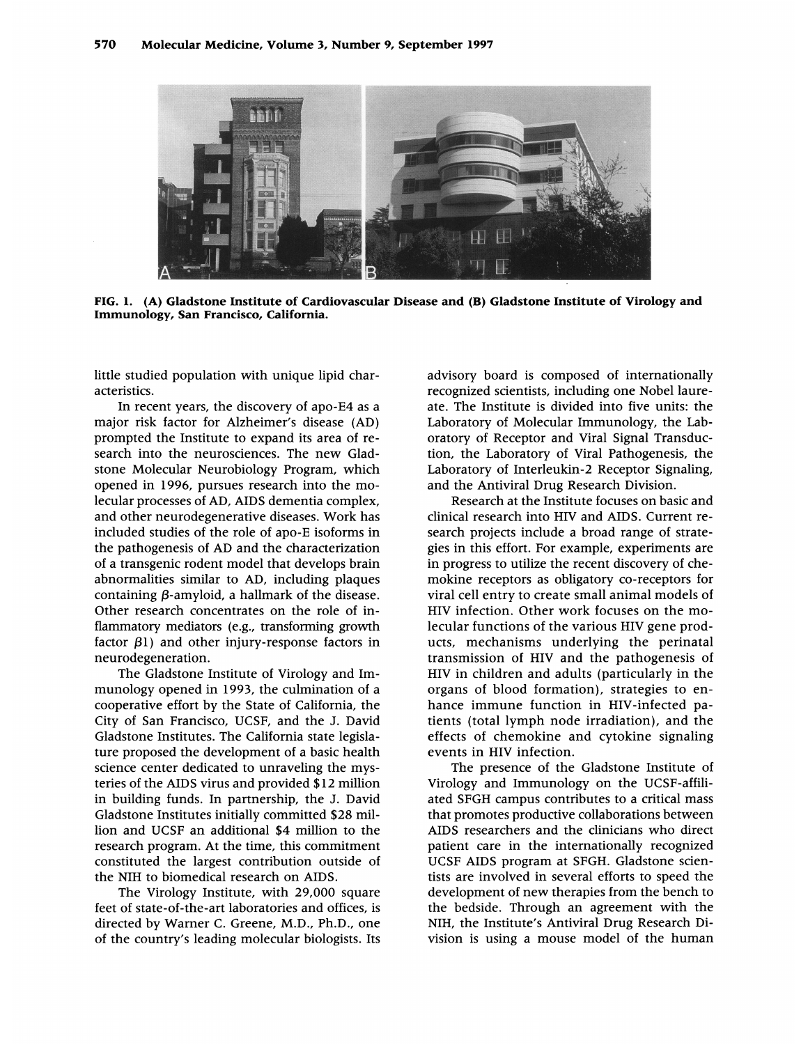**FIG. 1. (A) Gladstone Institute of Cardiovascular Disease and (B) Gladstone Institute of Virology and Immunology, San Francisco, California.**

little studied population with unique lipid characteristics.

In recent years, the discovery of apo-E4 as a major risk factor for Alzheimer's disease (AD) prompted the Institute to expand its area of research into the neurosciences. The new Gladstone Molecular Neurobiology Program, which opened in 1996, pursues research into the molecular processes of AD, AIDS dementia complex, and other neurodegenerative diseases. Work has included studies of the role of apo-E isoforms in the pathogenesis of AD and the characterization of a transgenic rodent model that develops brain abnormalities similar to AD, including plaques containing $\beta$-amyloid, a hallmark of the disease. Other research concentrates on the role of inflammatory mediators (e.g., transforming growth factor $\beta 1$) and other injury-response factors in neurodegeneration.

The Gladstone Institute of Virology and Immunology opened in 1993, the culmination of a cooperative effort by the State of California, the City of San Francisco, UCSF, and the J. David Gladstone Institutes. The California state legislature proposed the development of a basic health science center dedicated to unraveling the mysteries of the AIDS virus and provided $12 million in building funds. In partnership, the J. David Gladstone Institutes initially committed $28 million and UCSF an additional $4 million to the research program. At the time, this commitment constituted the largest contribution outside of the NIH to biomedical research on AIDS.

The Virology Institute, with 29,000 square feet of state-of-the-art laboratories and offices, is directed by Warner C. Greene, M.D., Ph.D., one of the country's leading molecular biologists. Its advisory board is composed of internationally recognized scientists, including one Nobel laureate. The Institute is divided into five units: the Laboratory of Molecular Immunology, the Laboratory of Receptor and Viral Signal Transduction, the Laboratory of Viral Pathogenesis, the Laboratory of Interleukin-2 Receptor Signaling, and the Antiviral Drug Research Division.

Research at the Institute focuses on basic and clinical research into HIV and AIDS. Current research projects include a broad range of strategies in this effort. For example, experiments are in progress to utilize the recent discovery of chemokine receptors as obligatory co-receptors for viral cell entry to create small animal models of HIV infection. Other work focuses on the molecular functions of the various HIV gene products, mechanisms underlying the perinatal transmission of HIV and the pathogenesis of HIV in children and adults (particularly in the organs of blood formation), strategies to enhance immune function in HIV-infected patients (total lymph node irradiation), and the effects of chemokine and cytokine signaling events in HIV infection.

The presence of the Gladstone Institute of Virology and Immunology on the UCSF-affiliated SFGH campus contributes to a critical mass that promotes productive collaborations between AIDS researchers and the clinicians who direct patient care in the internationally recognized UCSF AIDS program at SFGH. Gladstone scientists are involved in several efforts to speed the development of new therapies from the bench to the bedside. Through an agreement with the NIH, the Institute's Antiviral Drug Research Division is using a mouse model of the human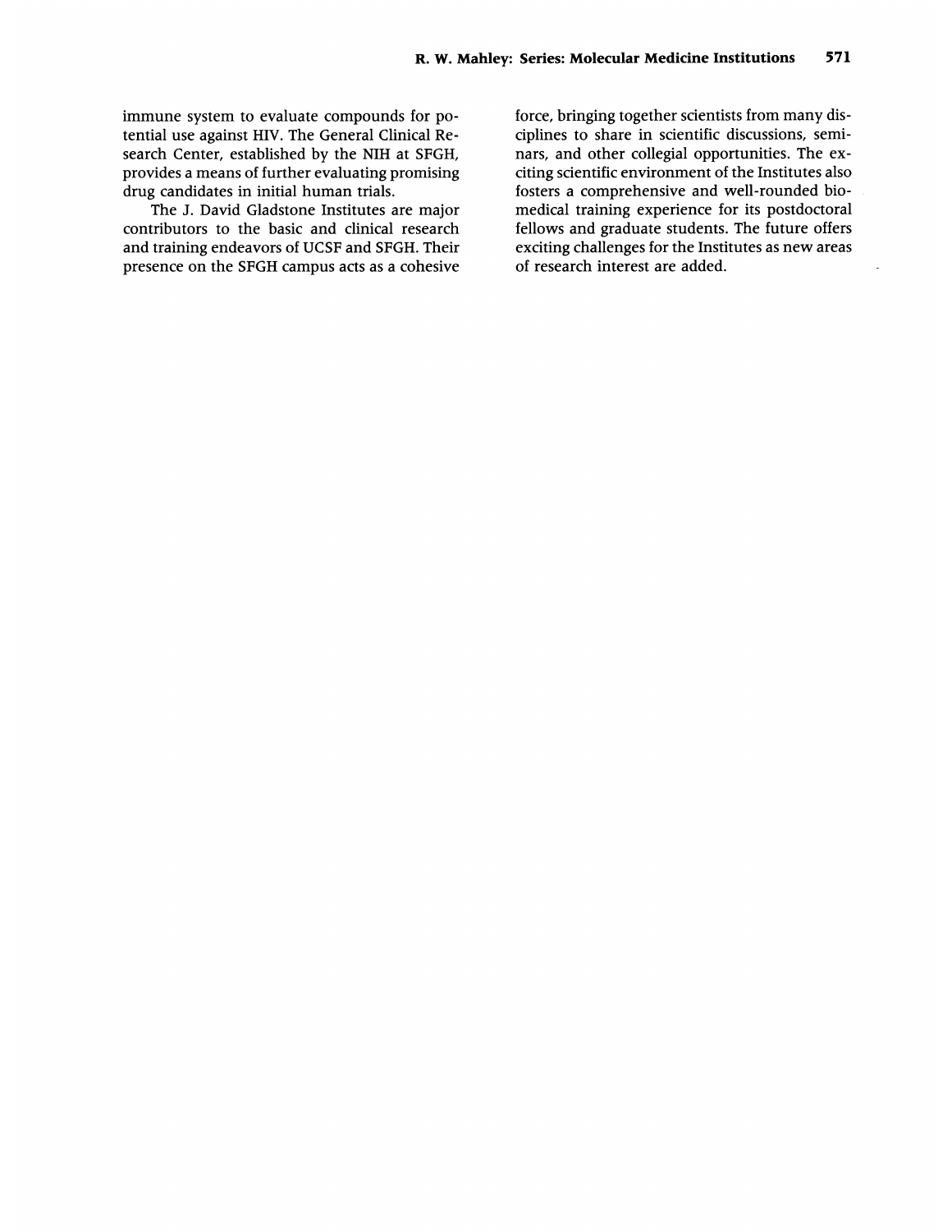immune system to evaluate compounds for potential use against HIV. The General Clinical Research Center, established by the NIH at SFGH, provides a means of further evaluating promising drug candidates in initial human trials.

The J. David Gladstone Institutes are major contributors to the basic and clinical research and training endeavors of UCSF and SFGH. Their presence on the SFGH campus acts as a cohesive force, bringing together scientists from many disciplines to share in scientific discussions, seminars, and other collegial opportunities. The exciting scientific environment of the Institutes also fosters a comprehensive and well-rounded biomedical training experience for its postdoctoral fellows and graduate students. The future offers exciting challenges for the Institutes as new areas of research interest are added.